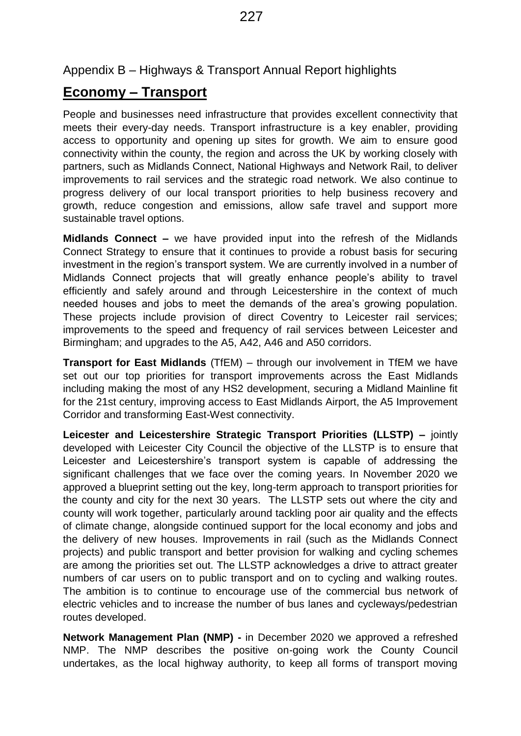Appendix B – Highways & Transport Annual Report highlights

# Economy – Transport

People and businesses need infrastructure that provides excellent connectivity that meets their every-day needs. Transport infrastructure is a key enabler, providing access to opportunity and opening up sites for growth. We aim to ensure good connectivity within the county, the region and across the UK by working closely with partners, such as Midlands Connect, National Highways and Network Rail, to deliver improvements to rail services and the strategic road network. We also continue to progress delivery of our local transport priorities to help business recovery and growth, reduce congestion and emissions, allow safe travel and support more sustainable travel options.

**Midlands Connect –** we have provided input into the refresh of the Midlands Connect Strategy to ensure that it continues to provide a robust basis for securing investment in the region's transport system. We are currently involved in a number of Midlands Connect projects that will greatly enhance people's ability to travel efficiently and safely around and through Leicestershire in the context of much needed houses and jobs to meet the demands of the area's growing population. These projects include provision of direct Coventry to Leicester rail services; improvements to the speed and frequency of rail services between Leicester and Birmingham; and upgrades to the A5, A42, A46 and A50 corridors.

**Transport for East Midlands** (TfEM) – through our involvement in TfEM we have set out our top priorities for transport improvements across the East Midlands including making the most of any HS2 development, securing a Midland Mainline fit for the 21st century, improving access to East Midlands Airport, the A5 Improvement Corridor and transforming East-West connectivity.

**Leicester and Leicestershire Strategic Transport Priorities (LLSTP) –** jointly developed with Leicester City Council the objective of the LLSTP is to ensure that Leicester and Leicestershire's transport system is capable of addressing the significant challenges that we face over the coming years. In November 2020 we approved a blueprint setting out the key, long-term approach to transport priorities for the county and city for the next 30 years. The LLSTP sets out where the city and county will work together, particularly around tackling poor air quality and the effects of climate change, alongside continued support for the local economy and jobs and the delivery of new houses. Improvements in rail (such as the Midlands Connect projects) and public transport and better provision for walking and cycling schemes are among the priorities set out. The LLSTP acknowledges a drive to attract greater numbers of car users on to public transport and on to cycling and walking routes. The ambition is to continue to encourage use of the commercial bus network of electric vehicles and to increase the number of bus lanes and cycleways/pedestrian routes developed.

**Network Management Plan (NMP) -** in December 2020 we approved a refreshed NMP. The NMP describes the positive on-going work the County Council undertakes, as the local highway authority, to keep all forms of transport moving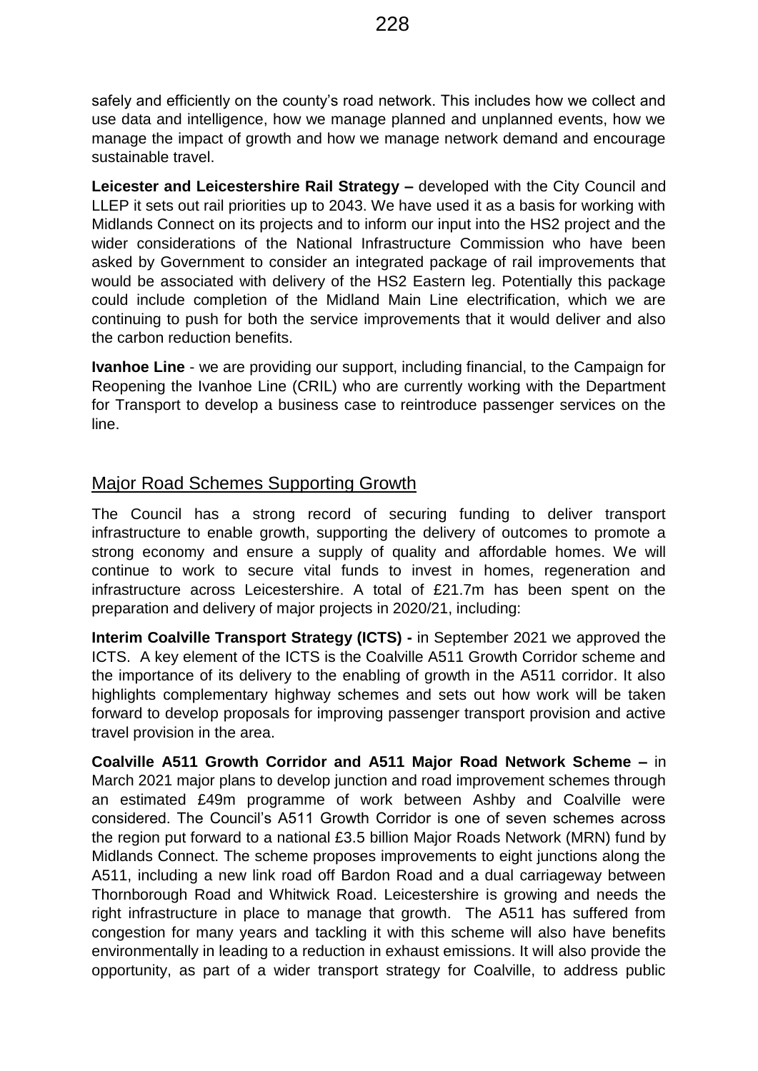safely and efficiently on the county's road network. This includes how we collect and use data and intelligence, how we manage planned and unplanned events, how we manage the impact of growth and how we manage network demand and encourage sustainable travel.

**Leicester and Leicestershire Rail Strategy –** developed with the City Council and LLEP it sets out rail priorities up to 2043. We have used it as a basis for working with Midlands Connect on its projects and to inform our input into the HS2 project and the wider considerations of the National Infrastructure Commission who have been asked by Government to consider an integrated package of rail improvements that would be associated with delivery of the HS2 Eastern leg. Potentially this package could include completion of the Midland Main Line electrification, which we are continuing to push for both the service improvements that it would deliver and also the carbon reduction benefits.

**Ivanhoe Line** - we are providing our support, including financial, to the Campaign for Reopening the Ivanhoe Line (CRIL) who are currently working with the Department for Transport to develop a business case to reintroduce passenger services on the line.

## Major Road Schemes Supporting Growth

The Council has a strong record of securing funding to deliver transport infrastructure to enable growth, supporting the delivery of outcomes to promote a strong economy and ensure a supply of quality and affordable homes. We will continue to work to secure vital funds to invest in homes, regeneration and infrastructure across Leicestershire. A total of £21.7m has been spent on the preparation and delivery of major projects in 2020/21, including:

**Interim Coalville Transport Strategy (ICTS) -** in September 2021 we approved the ICTS. A key element of the ICTS is the Coalville A511 Growth Corridor scheme and the importance of its delivery to the enabling of growth in the A511 corridor. It also highlights complementary highway schemes and sets out how work will be taken forward to develop proposals for improving passenger transport provision and active travel provision in the area.

**Coalville A511 Growth Corridor and A511 Major Road Network Scheme –** in March 2021 major plans to develop junction and road improvement schemes through an estimated £49m programme of work between Ashby and Coalville were considered. The Council's A511 Growth Corridor is one of seven schemes across the region put forward to a national £3.5 billion Major Roads Network (MRN) fund by Midlands Connect. The scheme proposes improvements to eight junctions along the A511, including a new link road off Bardon Road and a dual carriageway between Thornborough Road and Whitwick Road. Leicestershire is growing and needs the right infrastructure in place to manage that growth. The A511 has suffered from congestion for many years and tackling it with this scheme will also have benefits environmentally in leading to a reduction in exhaust emissions. It will also provide the opportunity, as part of a wider transport strategy for Coalville, to address public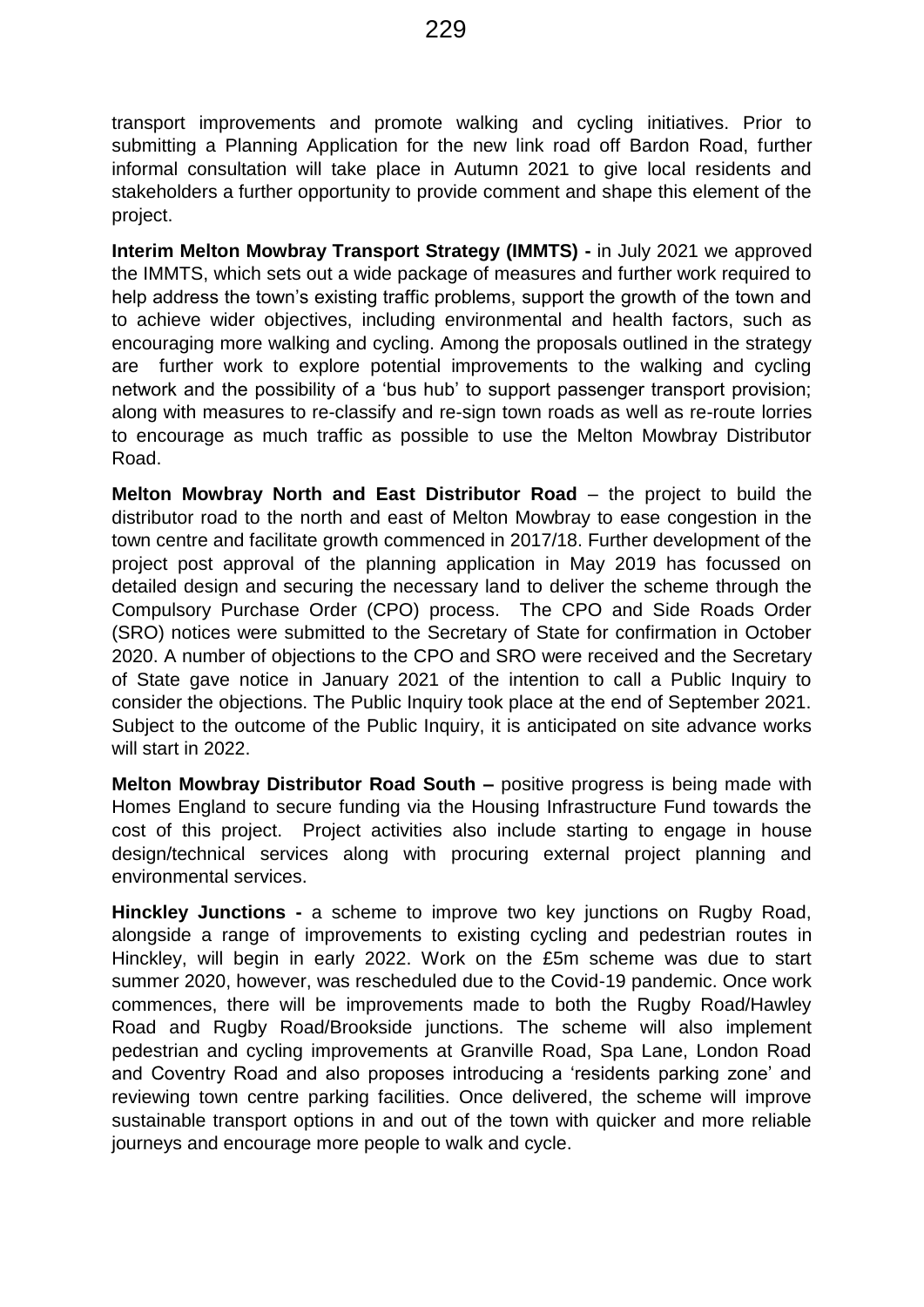transport improvements and promote walking and cycling initiatives. Prior to submitting a Planning Application for the new link road off Bardon Road, further informal consultation will take place in Autumn 2021 to give local residents and stakeholders a further opportunity to provide comment and shape this element of the project.

**Interim Melton Mowbray Transport Strategy (IMMTS) -** in July 2021 we approved the IMMTS, which sets out a wide package of measures and further work required to help address the town's existing traffic problems, support the growth of the town and to achieve wider objectives, including environmental and health factors, such as encouraging more walking and cycling. Among the proposals outlined in the strategy are further work to explore potential improvements to the walking and cycling network and the possibility of a 'bus hub' to support passenger transport provision; along with measures to re-classify and re-sign town roads as well as re-route lorries to encourage as much traffic as possible to use the Melton Mowbray Distributor Road.

**Melton Mowbray North and East Distributor Road** – the project to build the distributor road to the north and east of Melton Mowbray to ease congestion in the town centre and facilitate growth commenced in 2017/18. Further development of the project post approval of the planning application in May 2019 has focussed on detailed design and securing the necessary land to deliver the scheme through the Compulsory Purchase Order (CPO) process. The CPO and Side Roads Order (SRO) notices were submitted to the Secretary of State for confirmation in October 2020. A number of objections to the CPO and SRO were received and the Secretary of State gave notice in January 2021 of the intention to call a Public Inquiry to consider the objections. The Public Inquiry took place at the end of September 2021. Subject to the outcome of the Public Inquiry, it is anticipated on site advance works will start in 2022.

**Melton Mowbray Distributor Road South –** positive progress is being made with Homes England to secure funding via the Housing Infrastructure Fund towards the cost of this project. Project activities also include starting to engage in house design/technical services along with procuring external project planning and environmental services.

**Hinckley Junctions -** a scheme to improve two key junctions on Rugby Road, alongside a range of improvements to existing cycling and pedestrian routes in Hinckley, will begin in early 2022. Work on the £5m scheme was due to start summer 2020, however, was rescheduled due to the Covid-19 pandemic. Once work commences, there will be improvements made to both the Rugby Road/Hawley Road and Rugby Road/Brookside junctions. The scheme will also implement pedestrian and cycling improvements at Granville Road, Spa Lane, London Road and Coventry Road and also proposes introducing a 'residents parking zone' and reviewing town centre parking facilities. Once delivered, the scheme will improve sustainable transport options in and out of the town with quicker and more reliable journeys and encourage more people to walk and cycle.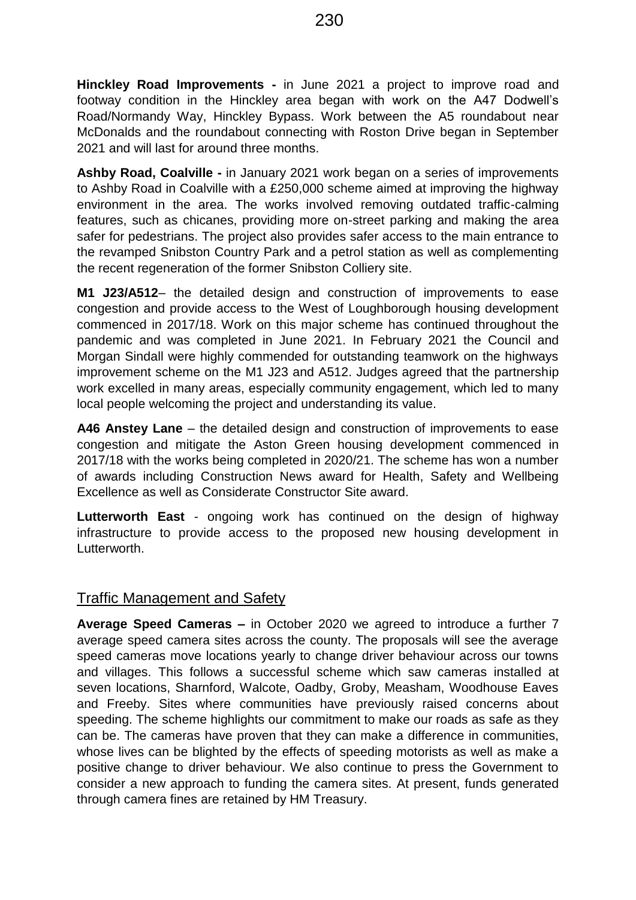**Hinckley Road Improvements -** in June 2021 a project to improve road and footway condition in the Hinckley area began with work on the A47 Dodwell's Road/Normandy Way, Hinckley Bypass. Work between the A5 roundabout near McDonalds and the roundabout connecting with Roston Drive began in September 2021 and will last for around three months.

**Ashby Road, Coalville -** in January 2021 work began on a series of improvements to Ashby Road in Coalville with a £250,000 scheme aimed at improving the highway environment in the area. The works involved removing outdated traffic-calming features, such as chicanes, providing more on-street parking and making the area safer for pedestrians. The project also provides safer access to the main entrance to the revamped Snibston Country Park and a petrol station as well as complementing the recent regeneration of the former Snibston Colliery site.

**M1 J23/A512**– the detailed design and construction of improvements to ease congestion and provide access to the West of Loughborough housing development commenced in 2017/18. Work on this major scheme has continued throughout the pandemic and was completed in June 2021. In February 2021 the Council and Morgan Sindall were highly commended for outstanding teamwork on the highways improvement scheme on the M1 J23 and A512. Judges agreed that the partnership work excelled in many areas, especially community engagement, which led to many local people welcoming the project and understanding its value.

**A46 Anstey Lane** – the detailed design and construction of improvements to ease congestion and mitigate the Aston Green housing development commenced in 2017/18 with the works being completed in 2020/21. The scheme has won a number of awards including Construction News award for Health, Safety and Wellbeing Excellence as well as Considerate Constructor Site award.

**Lutterworth East** - ongoing work has continued on the design of highway infrastructure to provide access to the proposed new housing development in Lutterworth.

## Traffic Management and Safety

**Average Speed Cameras –** in October 2020 we agreed to introduce a further 7 average speed camera sites across the county. The proposals will see the average speed cameras move locations yearly to change driver behaviour across our towns and villages. This follows a successful scheme which saw cameras installed at seven locations, Sharnford, Walcote, Oadby, Groby, Measham, Woodhouse Eaves and Freeby. Sites where communities have previously raised concerns about speeding. The scheme highlights our commitment to make our roads as safe as they can be. The cameras have proven that they can make a difference in communities, whose lives can be blighted by the effects of speeding motorists as well as make a positive change to driver behaviour. We also continue to press the Government to consider a new approach to funding the camera sites. At present, funds generated through camera fines are retained by HM Treasury.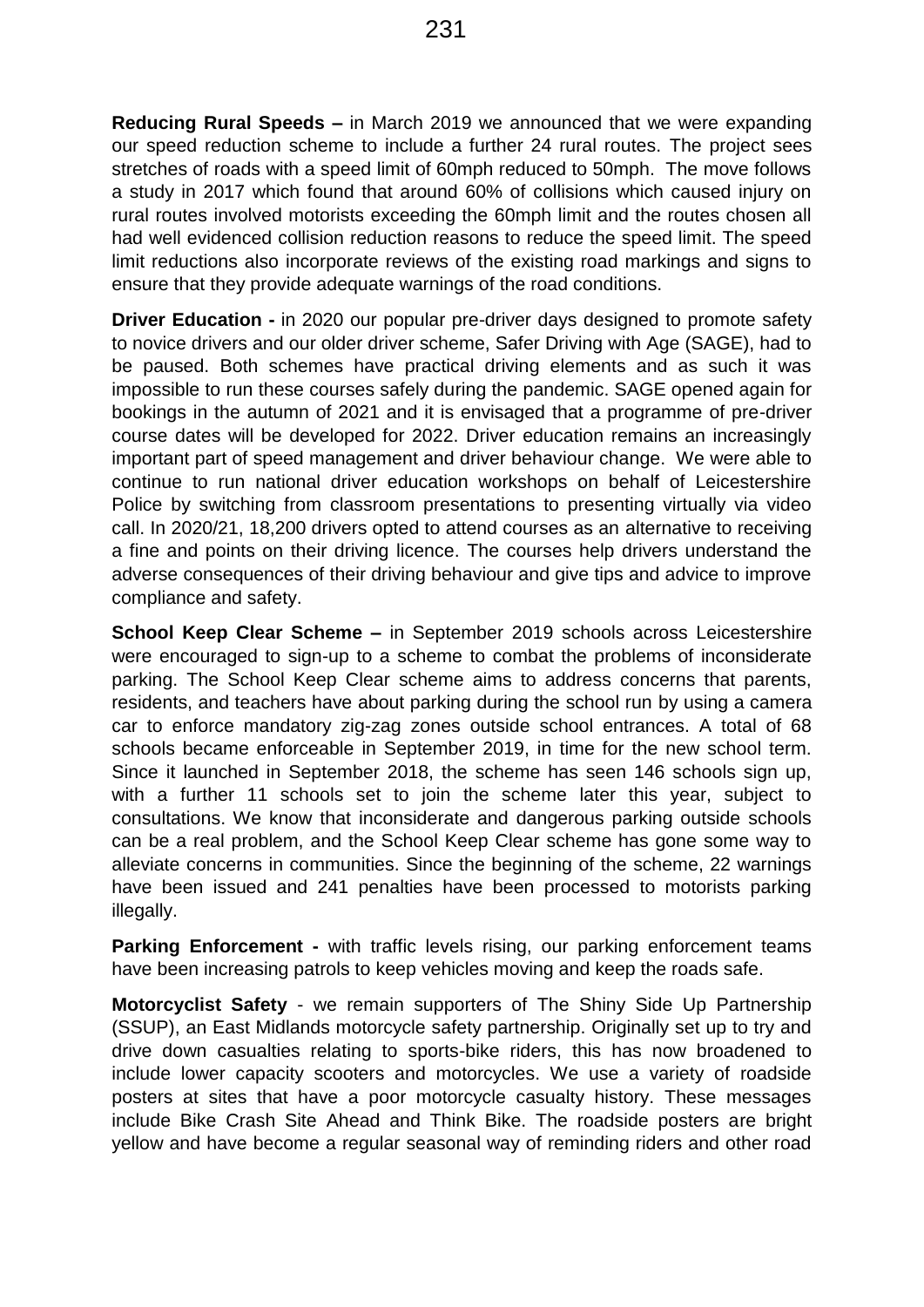**Reducing Rural Speeds –** in March 2019 we announced that we were expanding our speed reduction scheme to include a further 24 rural routes. The project sees stretches of roads with a speed limit of 60mph reduced to 50mph. The move follows a study in 2017 which found that around 60% of collisions which caused injury on rural routes involved motorists exceeding the 60mph limit and the routes chosen all had well evidenced collision reduction reasons to reduce the speed limit. The speed limit reductions also incorporate reviews of the existing road markings and signs to ensure that they provide adequate warnings of the road conditions.

**Driver Education -** in 2020 our popular pre-driver days designed to promote safety to novice drivers and our older driver scheme, Safer Driving with Age (SAGE), had to be paused. Both schemes have practical driving elements and as such it was impossible to run these courses safely during the pandemic. SAGE opened again for bookings in the autumn of 2021 and it is envisaged that a programme of pre-driver course dates will be developed for 2022. Driver education remains an increasingly important part of speed management and driver behaviour change. We were able to continue to run national driver education workshops on behalf of Leicestershire Police by switching from classroom presentations to presenting virtually via video call. In 2020/21, 18,200 drivers opted to attend courses as an alternative to receiving a fine and points on their driving licence. The courses help drivers understand the adverse consequences of their driving behaviour and give tips and advice to improve compliance and safety.

**School Keep Clear Scheme –** in September 2019 schools across Leicestershire were encouraged to sign-up to a scheme to combat the problems of inconsiderate parking. The School Keep Clear scheme aims to address concerns that parents, residents, and teachers have about parking during the school run by using a camera car to enforce mandatory zig-zag zones outside school entrances. A total of 68 schools became enforceable in September 2019, in time for the new school term. Since it launched in September 2018, the scheme has seen 146 schools sign up, with a further 11 schools set to join the scheme later this year, subject to consultations. We know that inconsiderate and dangerous parking outside schools can be a real problem, and the School Keep Clear scheme has gone some way to alleviate concerns in communities. Since the beginning of the scheme, 22 warnings have been issued and 241 penalties have been processed to motorists parking illegally.

**Parking Enforcement -** with traffic levels rising, our parking enforcement teams have been increasing patrols to keep vehicles moving and keep the roads safe.

**Motorcyclist Safety** - we remain supporters of The Shiny Side Up Partnership (SSUP), an East Midlands motorcycle safety partnership. Originally set up to try and drive down casualties relating to sports-bike riders, this has now broadened to include lower capacity scooters and motorcycles. We use a variety of roadside posters at sites that have a poor motorcycle casualty history. These messages include Bike Crash Site Ahead and Think Bike. The roadside posters are bright yellow and have become a regular seasonal way of reminding riders and other road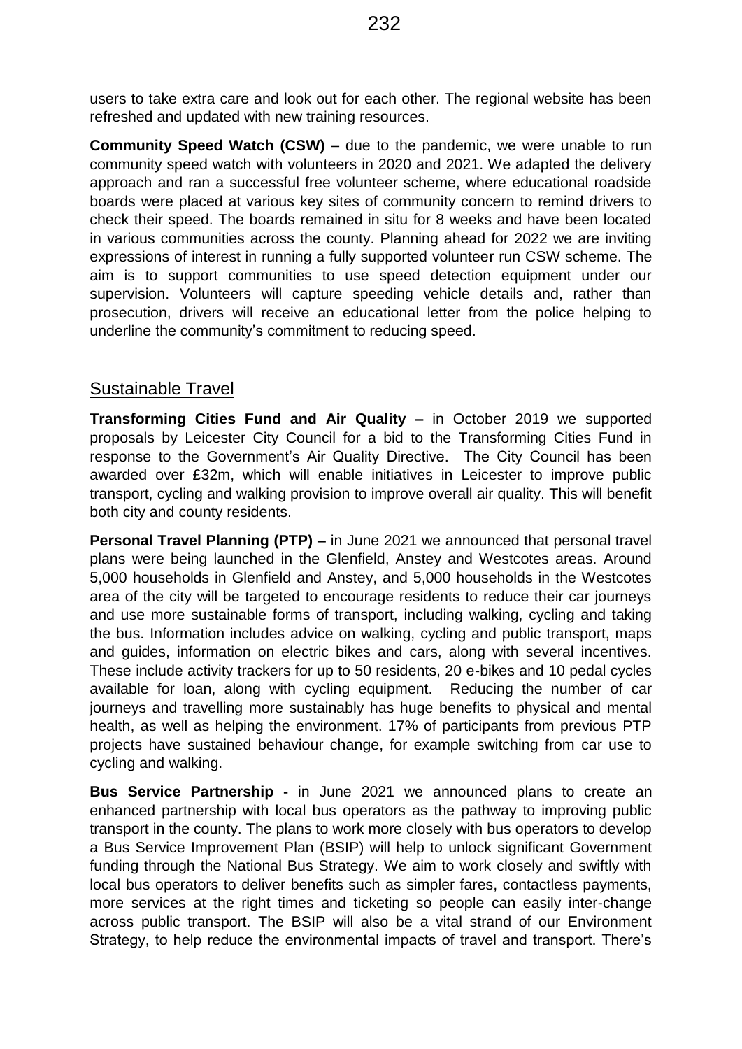users to take extra care and look out for each other. The regional website has been refreshed and updated with new training resources.

**Community Speed Watch (CSW)** – due to the pandemic, we were unable to run community speed watch with volunteers in 2020 and 2021. We adapted the delivery approach and ran a successful free volunteer scheme, where educational roadside boards were placed at various key sites of community concern to remind drivers to check their speed. The boards remained in situ for 8 weeks and have been located in various communities across the county. Planning ahead for 2022 we are inviting expressions of interest in running a fully supported volunteer run CSW scheme. The aim is to support communities to use speed detection equipment under our supervision. Volunteers will capture speeding vehicle details and, rather than prosecution, drivers will receive an educational letter from the police helping to underline the community's commitment to reducing speed.

## Sustainable Travel

**Transforming Cities Fund and Air Quality –** in October 2019 we supported proposals by Leicester City Council for a bid to the Transforming Cities Fund in response to the Government's Air Quality Directive. The City Council has been awarded over £32m, which will enable initiatives in Leicester to improve public transport, cycling and walking provision to improve overall air quality. This will benefit both city and county residents.

**Personal Travel Planning (PTP) –** in June 2021 we announced that personal travel plans were being launched in the Glenfield, Anstey and Westcotes areas. Around 5,000 households in Glenfield and Anstey, and 5,000 households in the Westcotes area of the city will be targeted to encourage residents to reduce their car journeys and use more sustainable forms of transport, including walking, cycling and taking the bus. Information includes advice on walking, cycling and public transport, maps and guides, information on electric bikes and cars, along with several incentives. These include activity trackers for up to 50 residents, 20 e-bikes and 10 pedal cycles available for loan, along with cycling equipment. Reducing the number of car journeys and travelling more sustainably has huge benefits to physical and mental health, as well as helping the environment. 17% of participants from previous PTP projects have sustained behaviour change, for example switching from car use to cycling and walking.

**Bus Service Partnership -** in June 2021 we announced plans to create an enhanced partnership with local bus operators as the pathway to improving public transport in the county. The plans to work more closely with bus operators to develop a Bus Service Improvement Plan (BSIP) will help to unlock significant Government funding through the National Bus Strategy. We aim to work closely and swiftly with local bus operators to deliver benefits such as simpler fares, contactless payments, more services at the right times and ticketing so people can easily inter-change across public transport. The BSIP will also be a vital strand of our Environment Strategy, to help reduce the environmental impacts of travel and transport. There's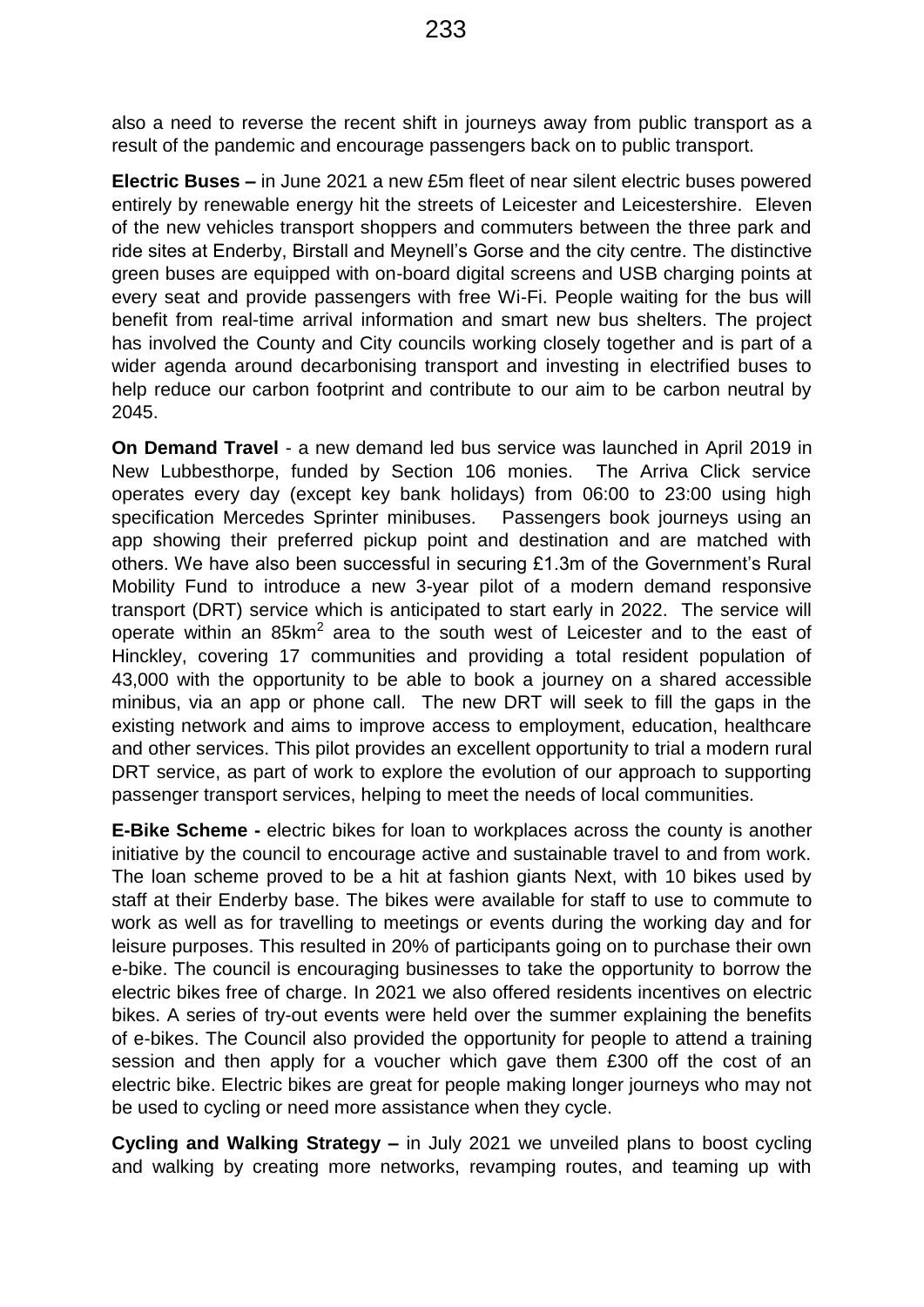also a need to reverse the recent shift in journeys away from public transport as a result of the pandemic and encourage passengers back on to public transport.

**Electric Buses –** in June 2021 a new £5m fleet of near silent electric buses powered entirely by renewable energy hit the streets of Leicester and Leicestershire. Eleven of the new vehicles transport shoppers and commuters between the three park and ride sites at Enderby, Birstall and Meynell's Gorse and the city centre. The distinctive green buses are equipped with on-board digital screens and USB charging points at every seat and provide passengers with free Wi-Fi. People waiting for the bus will benefit from real-time arrival information and smart new bus shelters. The project has involved the County and City councils working closely together and is part of a wider agenda around decarbonising transport and investing in electrified buses to help reduce our carbon footprint and contribute to our aim to be carbon neutral by 2045.

**On Demand Travel** - a new demand led bus service was launched in April 2019 in New Lubbesthorpe, funded by Section 106 monies. The Arriva Click service operates every day (except key bank holidays) from 06:00 to 23:00 using high specification Mercedes Sprinter minibuses. Passengers book journeys using an app showing their preferred pickup point and destination and are matched with others. We have also been successful in securing £1.3m of the Government's Rural Mobility Fund to introduce a new 3-year pilot of a modern demand responsive transport (DRT) service which is anticipated to start early in 2022. The service will operate within an 85km$^2$ area to the south west of Leicester and to the east of Hinckley, covering 17 communities and providing a total resident population of 43,000 with the opportunity to be able to book a journey on a shared accessible minibus, via an app or phone call. The new DRT will seek to fill the gaps in the existing network and aims to improve access to employment, education, healthcare and other services. This pilot provides an excellent opportunity to trial a modern rural DRT service, as part of work to explore the evolution of our approach to supporting passenger transport services, helping to meet the needs of local communities.

**E-Bike Scheme -** electric bikes for loan to workplaces across the county is another initiative by the council to encourage active and sustainable travel to and from work. The loan scheme proved to be a hit at fashion giants Next, with 10 bikes used by staff at their Enderby base. The bikes were available for staff to use to commute to work as well as for travelling to meetings or events during the working day and for leisure purposes. This resulted in 20% of participants going on to purchase their own e-bike. The council is encouraging businesses to take the opportunity to borrow the electric bikes free of charge. In 2021 we also offered residents incentives on electric bikes. A series of try-out events were held over the summer explaining the benefits of e-bikes. The Council also provided the opportunity for people to attend a training session and then apply for a voucher which gave them £300 off the cost of an electric bike. Electric bikes are great for people making longer journeys who may not be used to cycling or need more assistance when they cycle.

**Cycling and Walking Strategy –** in July 2021 we unveiled plans to boost cycling and walking by creating more networks, revamping routes, and teaming up with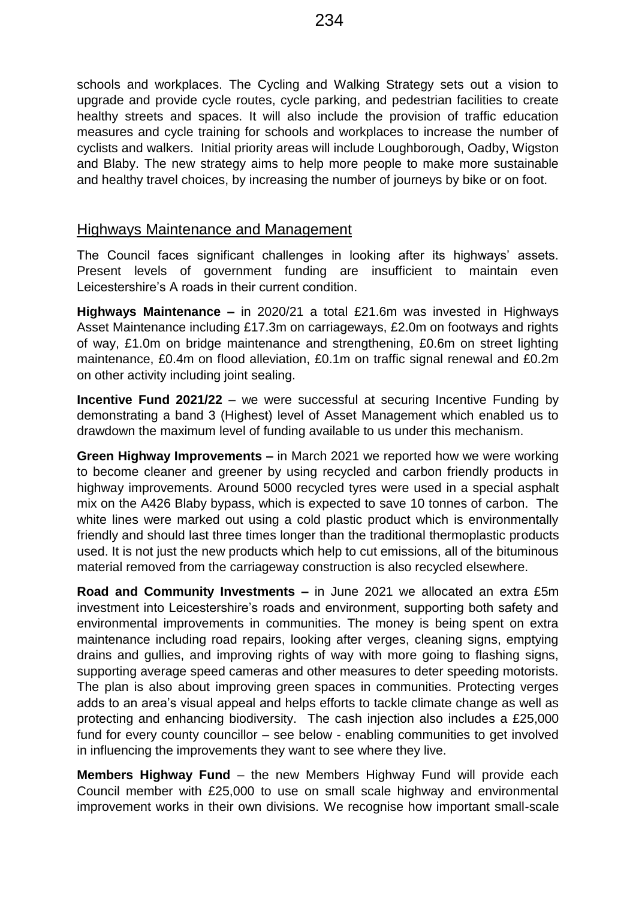schools and workplaces. The Cycling and Walking Strategy sets out a vision to upgrade and provide cycle routes, cycle parking, and pedestrian facilities to create healthy streets and spaces. It will also include the provision of traffic education measures and cycle training for schools and workplaces to increase the number of cyclists and walkers. Initial priority areas will include Loughborough, Oadby, Wigston and Blaby. The new strategy aims to help more people to make more sustainable and healthy travel choices, by increasing the number of journeys by bike or on foot.

## Highways Maintenance and Management

The Council faces significant challenges in looking after its highways' assets. Present levels of government funding are insufficient to maintain even Leicestershire's A roads in their current condition.

**Highways Maintenance –** in 2020/21 a total £21.6m was invested in Highways Asset Maintenance including £17.3m on carriageways, £2.0m on footways and rights of way, £1.0m on bridge maintenance and strengthening, £0.6m on street lighting maintenance, £0.4m on flood alleviation, £0.1m on traffic signal renewal and £0.2m on other activity including joint sealing.

**Incentive Fund 2021/22** – we were successful at securing Incentive Funding by demonstrating a band 3 (Highest) level of Asset Management which enabled us to drawdown the maximum level of funding available to us under this mechanism.

**Green Highway Improvements –** in March 2021 we reported how we were working to become cleaner and greener by using recycled and carbon friendly products in highway improvements. Around 5000 recycled tyres were used in a special asphalt mix on the A426 Blaby bypass, which is expected to save 10 tonnes of carbon. The white lines were marked out using a cold plastic product which is environmentally friendly and should last three times longer than the traditional thermoplastic products used. It is not just the new products which help to cut emissions, all of the bituminous material removed from the carriageway construction is also recycled elsewhere.

**Road and Community Investments –** in June 2021 we allocated an extra £5m investment into Leicestershire's roads and environment, supporting both safety and environmental improvements in communities. The money is being spent on extra maintenance including road repairs, looking after verges, cleaning signs, emptying drains and gullies, and improving rights of way with more going to flashing signs, supporting average speed cameras and other measures to deter speeding motorists. The plan is also about improving green spaces in communities. Protecting verges adds to an area's visual appeal and helps efforts to tackle climate change as well as protecting and enhancing biodiversity. The cash injection also includes a £25,000 fund for every county councillor – see below - enabling communities to get involved in influencing the improvements they want to see where they live.

**Members Highway Fund** – the new Members Highway Fund will provide each Council member with £25,000 to use on small scale highway and environmental improvement works in their own divisions. We recognise how important small-scale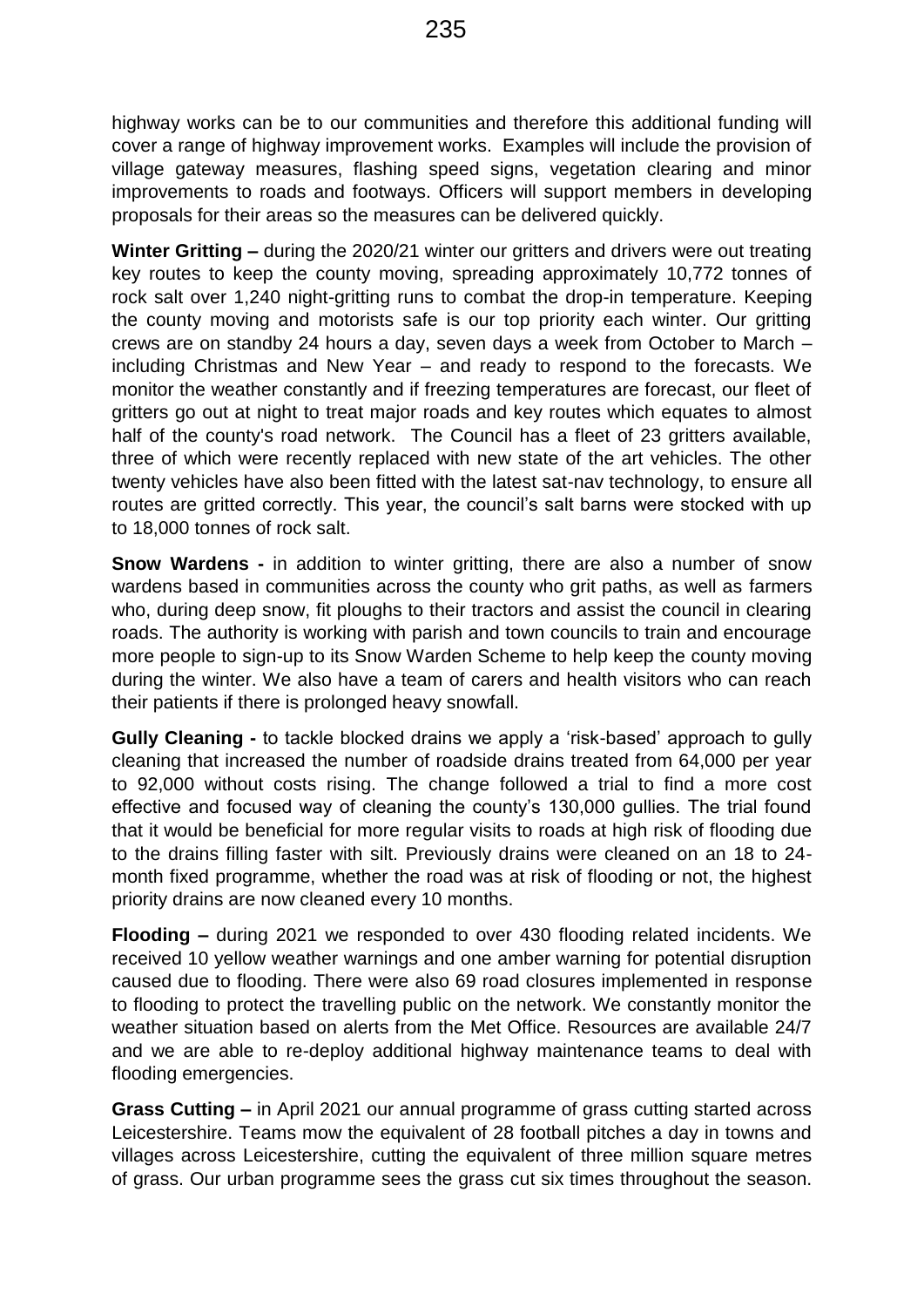highway works can be to our communities and therefore this additional funding will cover a range of highway improvement works. Examples will include the provision of village gateway measures, flashing speed signs, vegetation clearing and minor improvements to roads and footways. Officers will support members in developing proposals for their areas so the measures can be delivered quickly.

**Winter Gritting –** during the 2020/21 winter our gritters and drivers were out treating key routes to keep the county moving, spreading approximately 10,772 tonnes of rock salt over 1,240 night-gritting runs to combat the drop-in temperature. Keeping the county moving and motorists safe is our top priority each winter. Our gritting crews are on standby 24 hours a day, seven days a week from October to March – including Christmas and New Year – and ready to respond to the forecasts. We monitor the weather constantly and if freezing temperatures are forecast, our fleet of gritters go out at night to treat major roads and key routes which equates to almost half of the county's road network. The Council has a fleet of 23 gritters available, three of which were recently replaced with new state of the art vehicles. The other twenty vehicles have also been fitted with the latest sat-nav technology, to ensure all routes are gritted correctly. This year, the council's salt barns were stocked with up to 18,000 tonnes of rock salt.

**Snow Wardens -** in addition to winter gritting, there are also a number of snow wardens based in communities across the county who grit paths, as well as farmers who, during deep snow, fit ploughs to their tractors and assist the council in clearing roads. The authority is working with parish and town councils to train and encourage more people to sign-up to its Snow Warden Scheme to help keep the county moving during the winter. We also have a team of carers and health visitors who can reach their patients if there is prolonged heavy snowfall.

**Gully Cleaning -** to tackle blocked drains we apply a 'risk-based' approach to gully cleaning that increased the number of roadside drains treated from 64,000 per year to 92,000 without costs rising. The change followed a trial to find a more cost effective and focused way of cleaning the county's 130,000 gullies. The trial found that it would be beneficial for more regular visits to roads at high risk of flooding due to the drains filling faster with silt. Previously drains were cleaned on an 18 to 24-month fixed programme, whether the road was at risk of flooding or not, the highest priority drains are now cleaned every 10 months.

**Flooding –** during 2021 we responded to over 430 flooding related incidents. We received 10 yellow weather warnings and one amber warning for potential disruption caused due to flooding. There were also 69 road closures implemented in response to flooding to protect the travelling public on the network. We constantly monitor the weather situation based on alerts from the Met Office. Resources are available 24/7 and we are able to re-deploy additional highway maintenance teams to deal with flooding emergencies.

**Grass Cutting –** in April 2021 our annual programme of grass cutting started across Leicestershire. Teams mow the equivalent of 28 football pitches a day in towns and villages across Leicestershire, cutting the equivalent of three million square metres of grass. Our urban programme sees the grass cut six times throughout the season.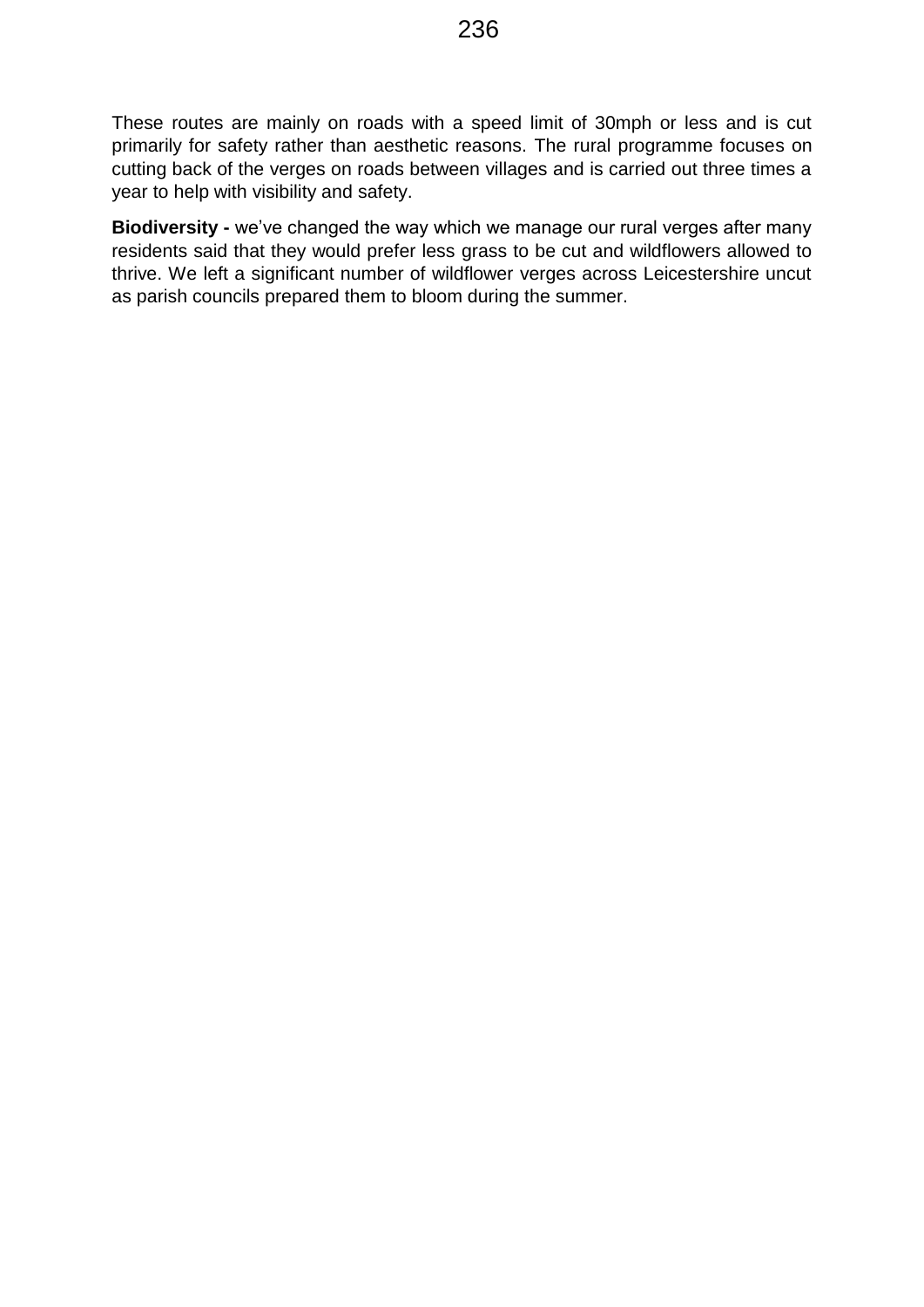These routes are mainly on roads with a speed limit of 30mph or less and is cut primarily for safety rather than aesthetic reasons. The rural programme focuses on cutting back of the verges on roads between villages and is carried out three times a year to help with visibility and safety.

**Biodiversity -** we've changed the way which we manage our rural verges after many residents said that they would prefer less grass to be cut and wildflowers allowed to thrive. We left a significant number of wildflower verges across Leicestershire uncut as parish councils prepared them to bloom during the summer.